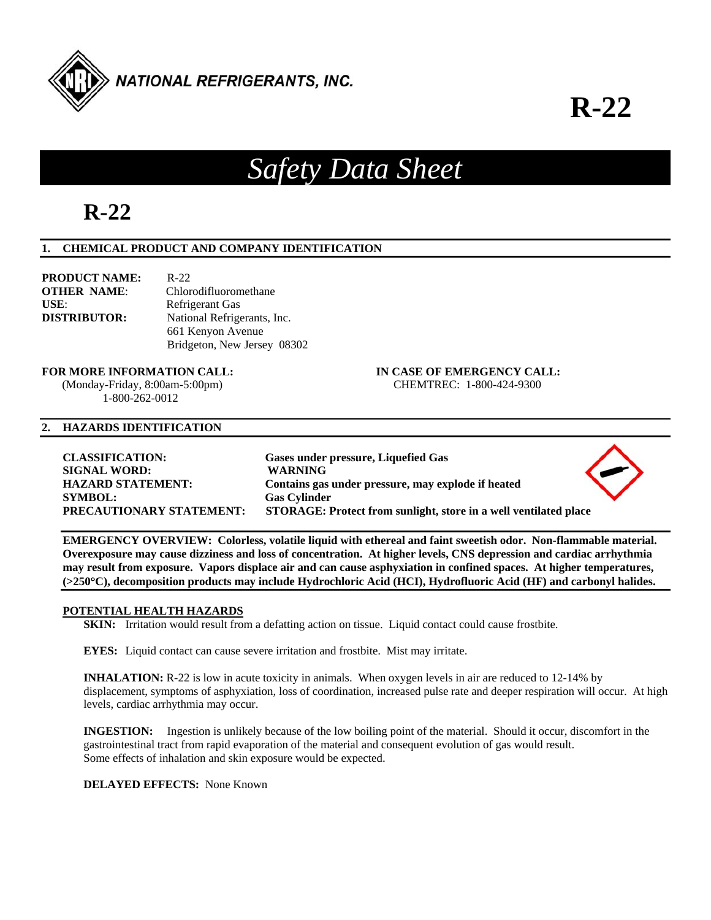NATIONAL REFRIGERANTS, INC.

# R-22

# *Safety Data Sheet*

# R-22

## 1. CHEMICAL PRODUCT AND COMPANY IDENTIFICATION

**PRODUCT NAME:** R-22
**OTHER NAME**: Chlorodifluoromethane
**USE**: Refrigerant Gas
**DISTRIBUTOR:** National Refrigerants, Inc.
661 Kenyon Avenue
Bridgeton, New Jersey 08302

**FOR MORE INFORMATION CALL:**
(Monday-Friday, 8:00am-5:00pm)
1-800-262-0012

**IN CASE OF EMERGENCY CALL:**
CHEMTREC: 1-800-424-9300

## 2. HAZARDS IDENTIFICATION

**CLASSIFICATION:** **Gases under pressure, Liquefied Gas**
**SIGNAL WORD:** **WARNING**
**HAZARD STATEMENT:** **Contains gas under pressure, may explode if heated**
**SYMBOL:** **Gas Cylinder**
**PRECAUTIONARY STATEMENT:** **STORAGE: Protect from sunlight, store in a well ventilated place**

**EMERGENCY OVERVIEW: Colorless, volatile liquid with ethereal and faint sweetish odor. Non-flammable material. Overexposure may cause dizziness and loss of concentration. At higher levels, CNS depression and cardiac arrhythmia may result from exposure. Vapors displace air and can cause asphyxiation in confined spaces. At higher temperatures, (>250°C), decomposition products may include Hydrochloric Acid (HCI), Hydrofluoric Acid (HF) and carbonyl halides.**

### POTENTIAL HEALTH HAZARDS

**SKIN:** Irritation would result from a defatting action on tissue. Liquid contact could cause frostbite.

**EYES:** Liquid contact can cause severe irritation and frostbite. Mist may irritate.

**INHALATION:** R-22 is low in acute toxicity in animals. When oxygen levels in air are reduced to 12-14% by displacement, symptoms of asphyxiation, loss of coordination, increased pulse rate and deeper respiration will occur. At high levels, cardiac arrhythmia may occur.

**INGESTION:** Ingestion is unlikely because of the low boiling point of the material. Should it occur, discomfort in the gastrointestinal tract from rapid evaporation of the material and consequent evolution of gas would result. Some effects of inhalation and skin exposure would be expected.

**DELAYED EFFECTS:** None Known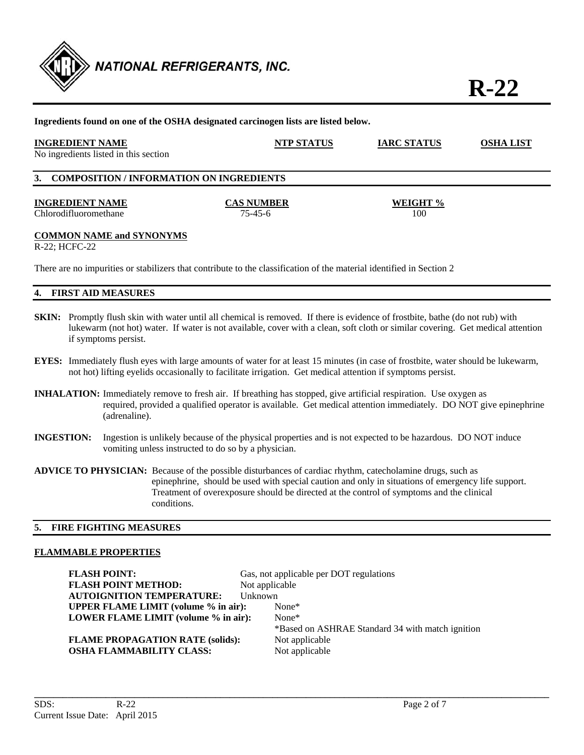**Ingredients found on one of the OSHA designated carcinogen lists are listed below.**

| INGREDIENT NAME | NTP STATUS | IARC STATUS | OSHA LIST |
|---|---|---|---|
| No ingredients listed in this section | | | |

## 3. COMPOSITION / INFORMATION ON INGREDIENTS

| INGREDIENT NAME | CAS NUMBER | WEIGHT % |
|---|---|---|
| Chlorodifluoromethane | 75-45-6 | 100 |

**COMMON NAME and SYNONYMS**

R-22; HCFC-22

There are no impurities or stabilizers that contribute to the classification of the material identified in Section 2

## 4. FIRST AID MEASURES

**SKIN:** Promptly flush skin with water until all chemical is removed. If there is evidence of frostbite, bathe (do not rub) with lukewarm (not hot) water. If water is not available, cover with a clean, soft cloth or similar covering. Get medical attention if symptoms persist.

**EYES:** Immediately flush eyes with large amounts of water for at least 15 minutes (in case of frostbite, water should be lukewarm, not hot) lifting eyelids occasionally to facilitate irrigation. Get medical attention if symptoms persist.

**INHALATION:** Immediately remove to fresh air. If breathing has stopped, give artificial respiration. Use oxygen as required, provided a qualified operator is available. Get medical attention immediately. DO NOT give epinephrine (adrenaline).

**INGESTION:** Ingestion is unlikely because of the physical properties and is not expected to be hazardous. DO NOT induce vomiting unless instructed to do so by a physician.

**ADVICE TO PHYSICIAN:** Because of the possible disturbances of cardiac rhythm, catecholamine drugs, such as epinephrine, should be used with special caution and only in situations of emergency life support. Treatment of overexposure should be directed at the control of symptoms and the clinical conditions.

## 5. FIRE FIGHTING MEASURES

**FLAMMABLE PROPERTIES**

**FLASH POINT:** Gas, not applicable per DOT regulations
**FLASH POINT METHOD:** Not applicable
**AUTOIGNITION TEMPERATURE:** Unknown
**UPPER FLAME LIMIT (volume % in air):** None*
**LOWER FLAME LIMIT (volume % in air):** None*
*Based on ASHRAE Standard 34 with match ignition
**FLAME PROPAGATION RATE (solids):** Not applicable
**OSHA FLAMMABILITY CLASS:** Not applicable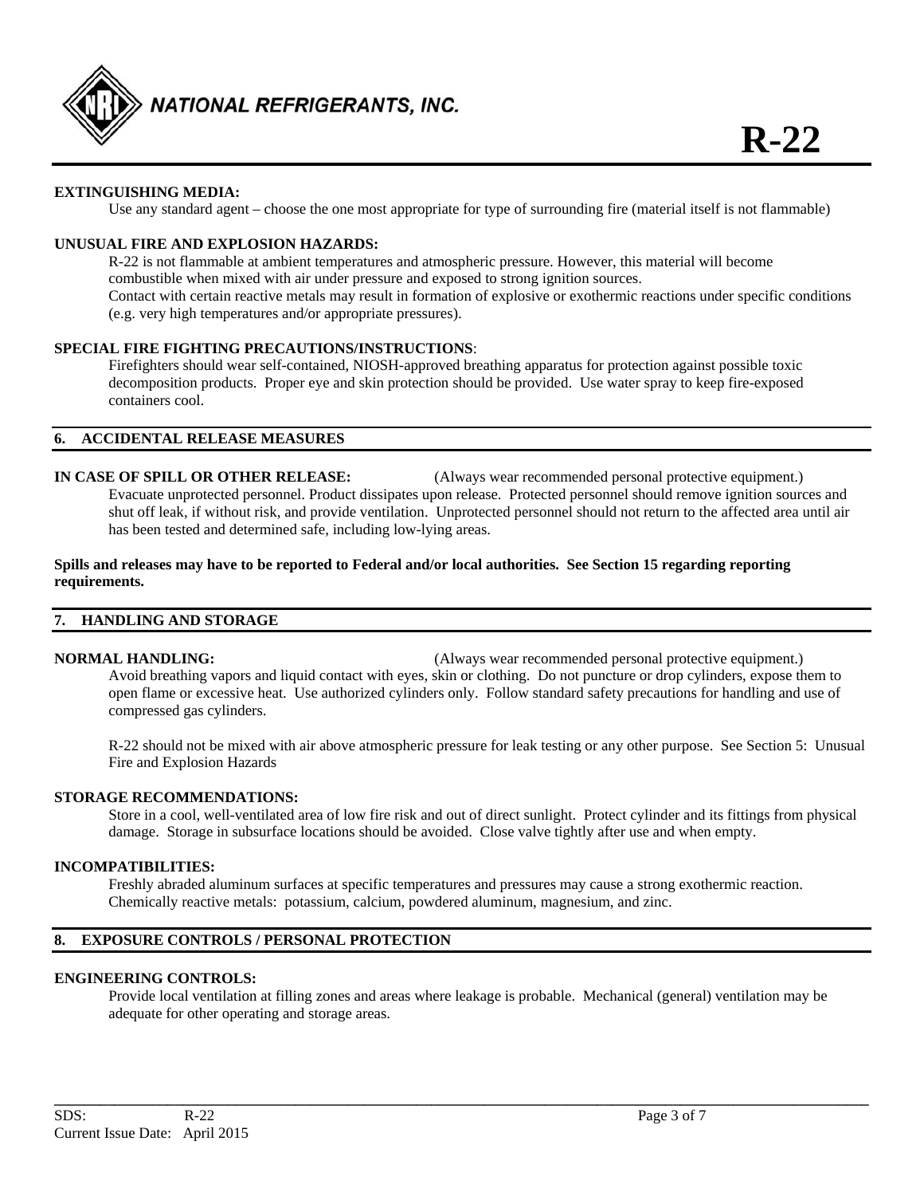**EXTINGUISHING MEDIA:**

Use any standard agent – choose the one most appropriate for type of surrounding fire (material itself is not flammable)

**UNUSUAL FIRE AND EXPLOSION HAZARDS:**

R-22 is not flammable at ambient temperatures and atmospheric pressure. However, this material will become combustible when mixed with air under pressure and exposed to strong ignition sources.
Contact with certain reactive metals may result in formation of explosive or exothermic reactions under specific conditions (e.g. very high temperatures and/or appropriate pressures).

**SPECIAL FIRE FIGHTING PRECAUTIONS/INSTRUCTIONS**:

Firefighters should wear self-contained, NIOSH-approved breathing apparatus for protection against possible toxic decomposition products. Proper eye and skin protection should be provided. Use water spray to keep fire-exposed containers cool.

## 6. ACCIDENTAL RELEASE MEASURES

**IN CASE OF SPILL OR OTHER RELEASE:** (Always wear recommended personal protective equipment.)

Evacuate unprotected personnel. Product dissipates upon release. Protected personnel should remove ignition sources and shut off leak, if without risk, and provide ventilation. Unprotected personnel should not return to the affected area until air has been tested and determined safe, including low-lying areas.

**Spills and releases may have to be reported to Federal and/or local authorities. See Section 15 regarding reporting requirements.**

## 7. HANDLING AND STORAGE

**NORMAL HANDLING:** (Always wear recommended personal protective equipment.)

Avoid breathing vapors and liquid contact with eyes, skin or clothing. Do not puncture or drop cylinders, expose them to open flame or excessive heat. Use authorized cylinders only. Follow standard safety precautions for handling and use of compressed gas cylinders.

R-22 should not be mixed with air above atmospheric pressure for leak testing or any other purpose. See Section 5: Unusual Fire and Explosion Hazards

**STORAGE RECOMMENDATIONS:**

Store in a cool, well-ventilated area of low fire risk and out of direct sunlight. Protect cylinder and its fittings from physical damage. Storage in subsurface locations should be avoided. Close valve tightly after use and when empty.

**INCOMPATIBILITIES:**

Freshly abraded aluminum surfaces at specific temperatures and pressures may cause a strong exothermic reaction. Chemically reactive metals: potassium, calcium, powdered aluminum, magnesium, and zinc.

## 8. EXPOSURE CONTROLS / PERSONAL PROTECTION

**ENGINEERING CONTROLS:**

Provide local ventilation at filling zones and areas where leakage is probable. Mechanical (general) ventilation may be adequate for other operating and storage areas.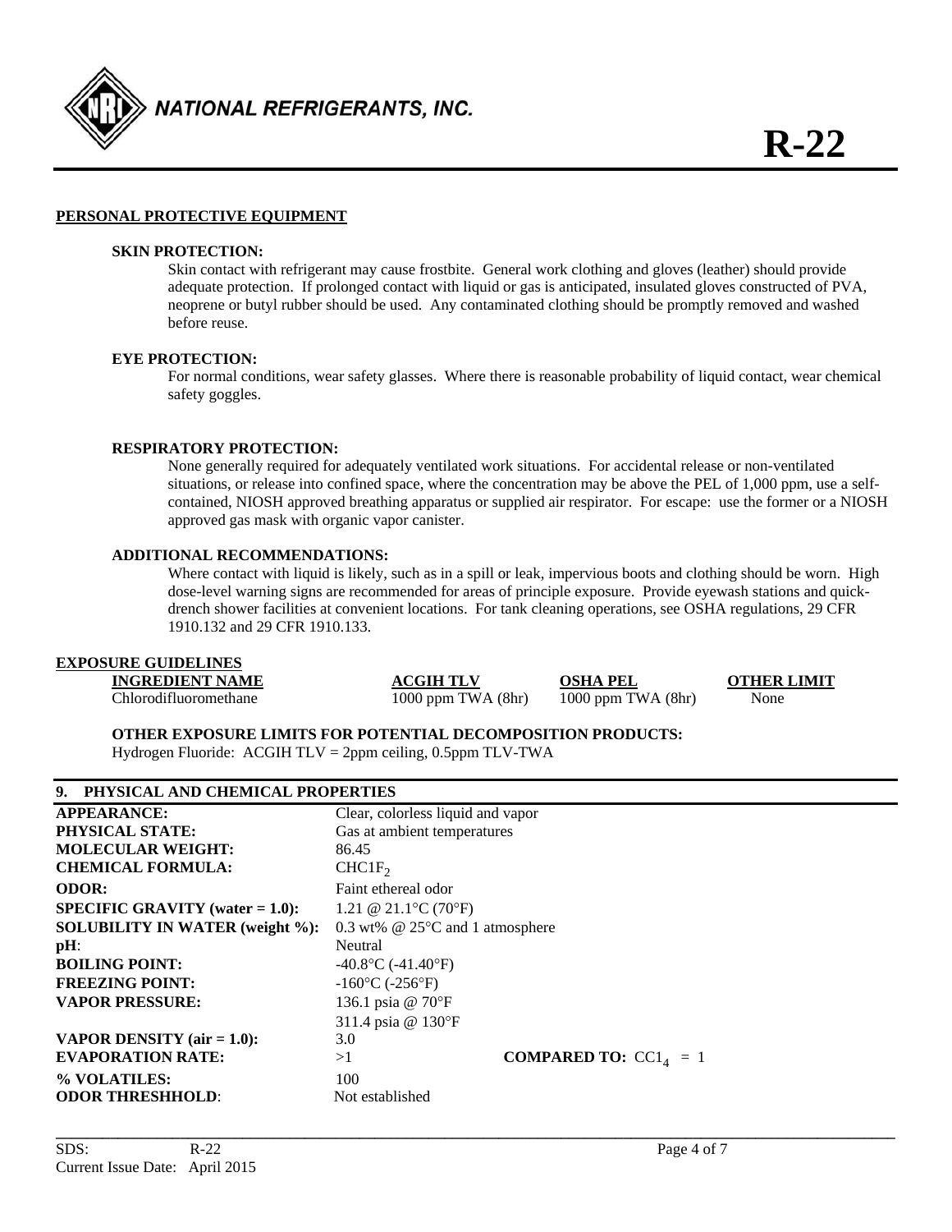**PERSONAL PROTECTIVE EQUIPMENT**

**SKIN PROTECTION:**

Skin contact with refrigerant may cause frostbite. General work clothing and gloves (leather) should provide adequate protection. If prolonged contact with liquid or gas is anticipated, insulated gloves constructed of PVA, neoprene or butyl rubber should be used. Any contaminated clothing should be promptly removed and washed before reuse.

**EYE PROTECTION:**

For normal conditions, wear safety glasses. Where there is reasonable probability of liquid contact, wear chemical safety goggles.

**RESPIRATORY PROTECTION:**

None generally required for adequately ventilated work situations. For accidental release or non-ventilated situations, or release into confined space, where the concentration may be above the PEL of 1,000 ppm, use a self-contained, NIOSH approved breathing apparatus or supplied air respirator. For escape: use the former or a NIOSH approved gas mask with organic vapor canister.

**ADDITIONAL RECOMMENDATIONS:**

Where contact with liquid is likely, such as in a spill or leak, impervious boots and clothing should be worn. High dose-level warning signs are recommended for areas of principle exposure. Provide eyewash stations and quick-drench shower facilities at convenient locations. For tank cleaning operations, see OSHA regulations, 29 CFR 1910.132 and 29 CFR 1910.133.

**EXPOSURE GUIDELINES**

| INGREDIENT NAME | ACGIH TLV | OSHA PEL | OTHER LIMIT |
|---|---|---|---|
| Chlorodifluoromethane | 1000 ppm TWA (8hr) | 1000 ppm TWA (8hr) | None |

**OTHER EXPOSURE LIMITS FOR POTENTIAL DECOMPOSITION PRODUCTS:**

Hydrogen Fluoride: ACGIH TLV = 2ppm ceiling, 0.5ppm TLV-TWA

## 9. PHYSICAL AND CHEMICAL PROPERTIES

| | |
|---|---|
| **APPEARANCE:** | Clear, colorless liquid and vapor |
| **PHYSICAL STATE:** | Gas at ambient temperatures |
| **MOLECULAR WEIGHT:** | 86.45 |
| **CHEMICAL FORMULA:** | $CHClF_2$ |
| **ODOR:** | Faint ethereal odor |
| **SPECIFIC GRAVITY (water = 1.0):** | 1.21 @ 21.1°C (70°F) |
| **SOLUBILITY IN WATER (weight %):** | 0.3 wt% @ 25°C and 1 atmosphere |
| **pH**: | Neutral |
| **BOILING POINT:** | -40.8°C (-41.40°F) |
| **FREEZING POINT:** | -160°C (-256°F) |
| **VAPOR PRESSURE:** | 136.1 psia @ 70°F<br>311.4 psia @ 130°F |
| **VAPOR DENSITY (air = 1.0):** | 3.0 |
| **EVAPORATION RATE:** | >1 **COMPARED TO:** $CCl_4$ = 1 |
| **% VOLATILES:** | 100 |
| **ODOR THRESHHOLD**: | Not established |

SDS: R-22
Current Issue Date: April 2015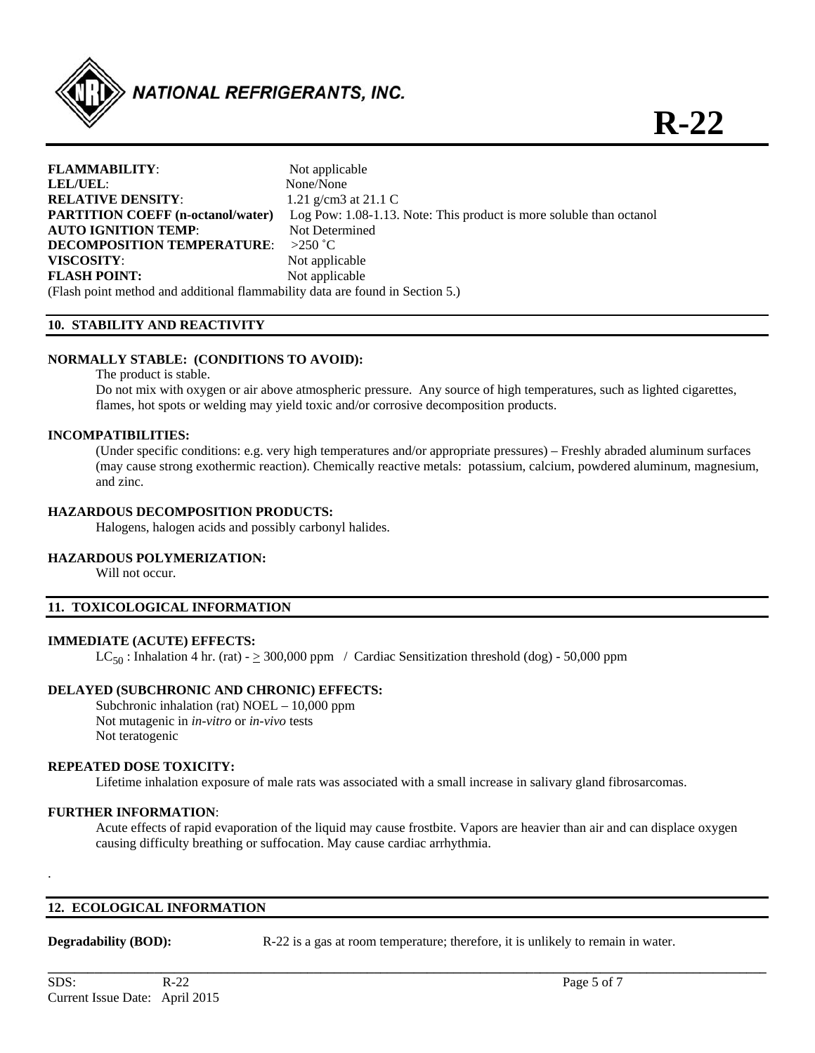**FLAMMABILITY**: Not applicable
**LEL/UEL**: None/None
**RELATIVE DENSITY**: 1.21 g/cm3 at 21.1 C
**PARTITION COEFF (n-octanol/water)** Log Pow: 1.08-1.13. Note: This product is more soluble than octanol
**AUTO IGNITION TEMP**: Not Determined
**DECOMPOSITION TEMPERATURE**: >250 ˚C
**VISCOSITY**: Not applicable
**FLASH POINT:** Not applicable
(Flash point method and additional flammability data are found in Section 5.)

## 10. STABILITY AND REACTIVITY

**NORMALLY STABLE: (CONDITIONS TO AVOID):**

The product is stable.
Do not mix with oxygen or air above atmospheric pressure. Any source of high temperatures, such as lighted cigarettes, flames, hot spots or welding may yield toxic and/or corrosive decomposition products.

**INCOMPATIBILITIES:**

(Under specific conditions: e.g. very high temperatures and/or appropriate pressures) – Freshly abraded aluminum surfaces (may cause strong exothermic reaction). Chemically reactive metals: potassium, calcium, powdered aluminum, magnesium, and zinc.

**HAZARDOUS DECOMPOSITION PRODUCTS:**

Halogens, halogen acids and possibly carbonyl halides.

**HAZARDOUS POLYMERIZATION:**

Will not occur.

## 11. TOXICOLOGICAL INFORMATION

**IMMEDIATE (ACUTE) EFFECTS:**

$LC_{50}$ : Inhalation 4 hr. (rat) - $\geq$ 300,000 ppm / Cardiac Sensitization threshold (dog) - 50,000 ppm

**DELAYED (SUBCHRONIC AND CHRONIC) EFFECTS:**

Subchronic inhalation (rat) NOEL – 10,000 ppm
Not mutagenic in *in-vitro* or *in-vivo* tests
Not teratogenic

**REPEATED DOSE TOXICITY:**

Lifetime inhalation exposure of male rats was associated with a small increase in salivary gland fibrosarcomas.

**FURTHER INFORMATION**:

Acute effects of rapid evaporation of the liquid may cause frostbite. Vapors are heavier than air and can displace oxygen causing difficulty breathing or suffocation. May cause cardiac arrhythmia.

## 12. ECOLOGICAL INFORMATION

**Degradability (BOD):** R-22 is a gas at room temperature; therefore, it is unlikely to remain in water.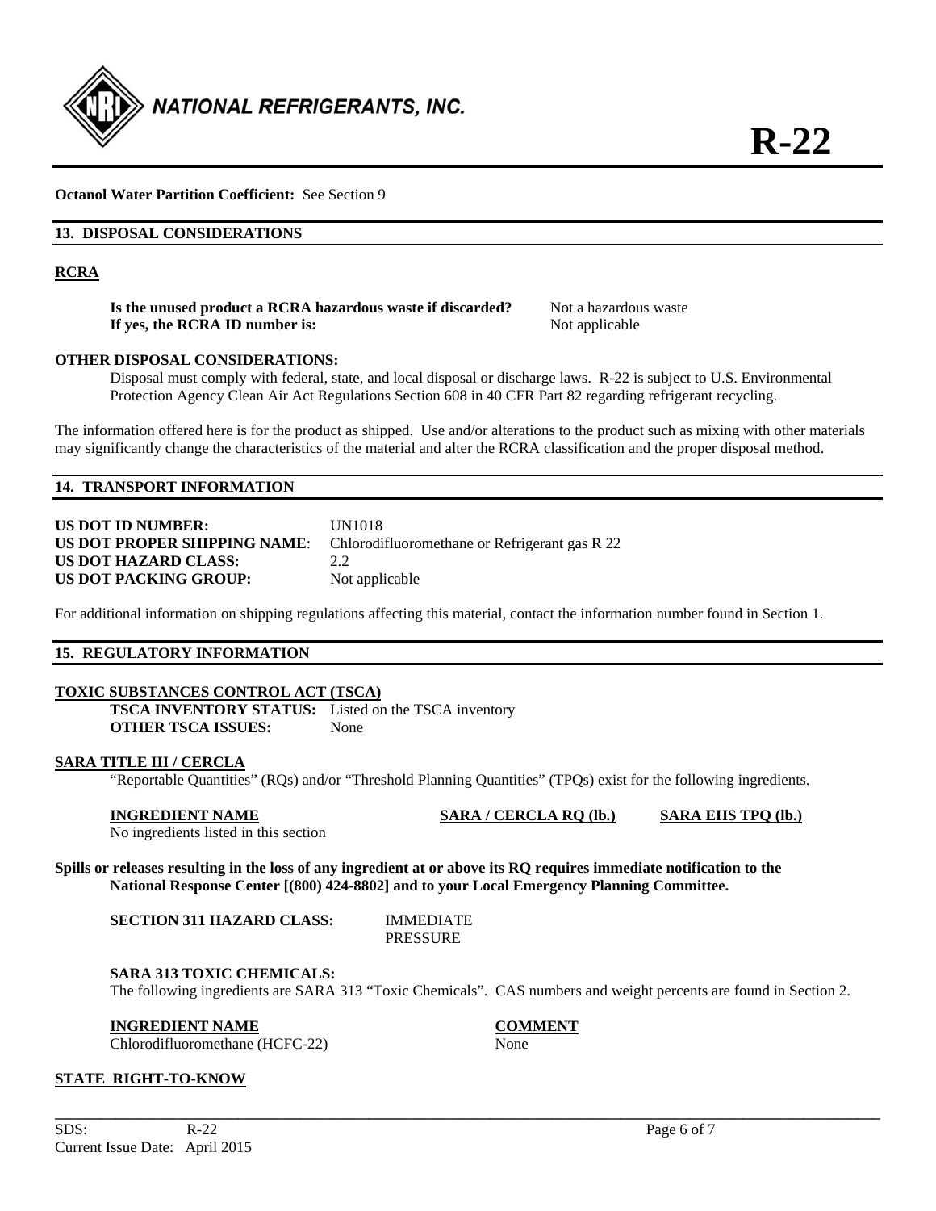**Octanol Water Partition Coefficient:** See Section 9

## 13. DISPOSAL CONSIDERATIONS

### RCRA

| | |
|---|---|
| **Is the unused product a RCRA hazardous waste if discarded?** | Not a hazardous waste |
| **If yes, the RCRA ID number is:** | Not applicable |

**OTHER DISPOSAL CONSIDERATIONS:**

Disposal must comply with federal, state, and local disposal or discharge laws. R-22 is subject to U.S. Environmental Protection Agency Clean Air Act Regulations Section 608 in 40 CFR Part 82 regarding refrigerant recycling.

The information offered here is for the product as shipped. Use and/or alterations to the product such as mixing with other materials may significantly change the characteristics of the material and alter the RCRA classification and the proper disposal method.

## 14. TRANSPORT INFORMATION

| | |
|---|---|
| **US DOT ID NUMBER:** | UN1018 |
| **US DOT PROPER SHIPPING NAME**: | Chlorodifluoromethane or Refrigerant gas R 22 |
| **US DOT HAZARD CLASS:** | 2.2 |
| **US DOT PACKING GROUP:** | Not applicable |

For additional information on shipping regulations affecting this material, contact the information number found in Section 1.

## 15. REGULATORY INFORMATION

### TOXIC SUBSTANCES CONTROL ACT (TSCA)

**TSCA INVENTORY STATUS:** Listed on the TSCA inventory
**OTHER TSCA ISSUES:** None

### SARA TITLE III / CERCLA

"Reportable Quantities" (RQs) and/or "Threshold Planning Quantities" (TPQs) exist for the following ingredients.

| INGREDIENT NAME | SARA / CERCLA RQ (lb.) | SARA EHS TPQ (lb.) |
|---|---|---|
| No ingredients listed in this section | | |

**Spills or releases resulting in the loss of any ingredient at or above its RQ requires immediate notification to the National Response Center [(800) 424-8802] and to your Local Emergency Planning Committee.**

**SECTION 311 HAZARD CLASS:** IMMEDIATE
PRESSURE

**SARA 313 TOXIC CHEMICALS:**

The following ingredients are SARA 313 "Toxic Chemicals". CAS numbers and weight percents are found in Section 2.

| INGREDIENT NAME | COMMENT |
|---|---|
| Chlorodifluoromethane (HCFC-22) | None |

### STATE RIGHT-TO-KNOW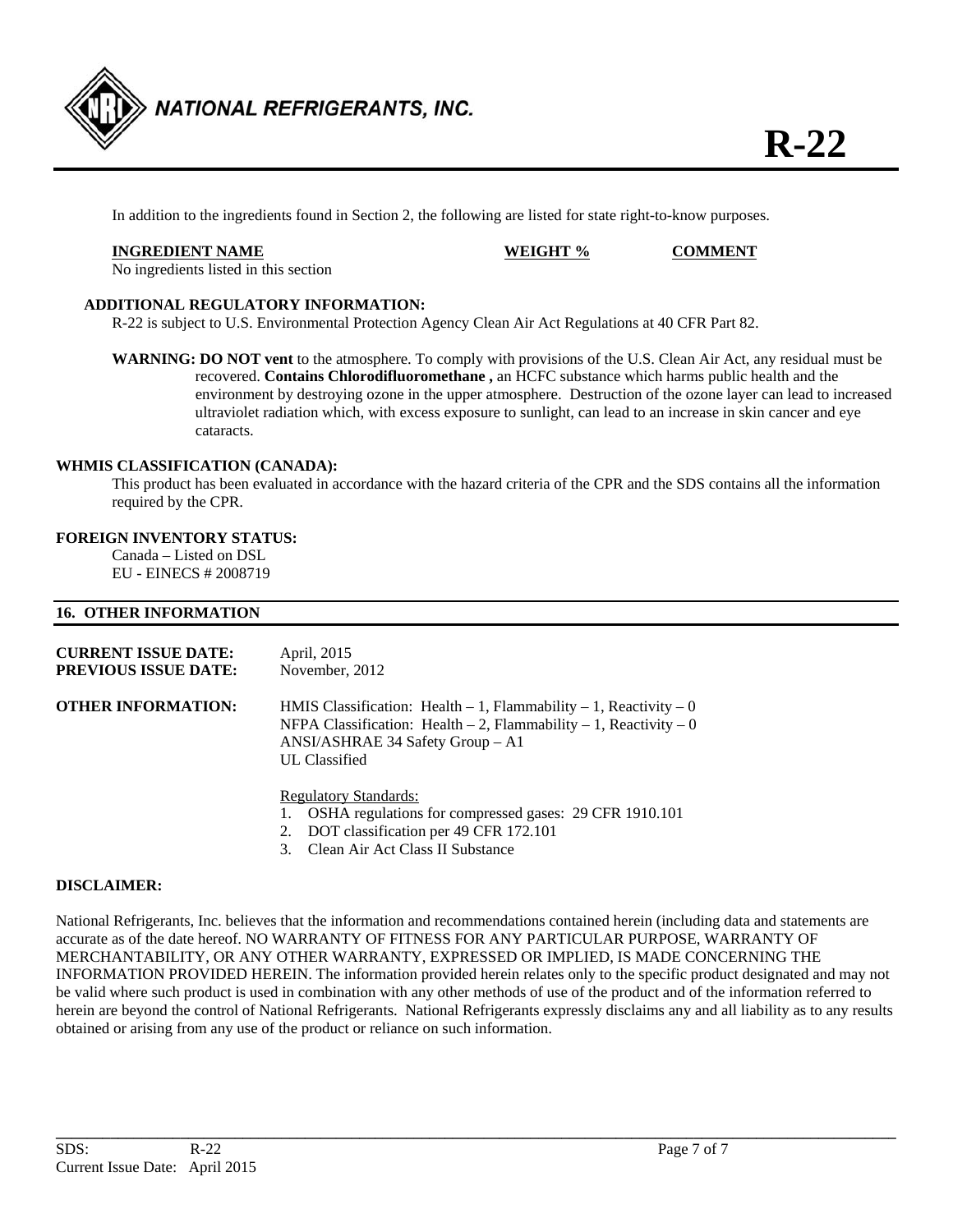In addition to the ingredients found in Section 2, the following are listed for state right-to-know purposes.

| INGREDIENT NAME | WEIGHT % | COMMENT |
|---|---|---|
| No ingredients listed in this section | | |

**ADDITIONAL REGULATORY INFORMATION:**

R-22 is subject to U.S. Environmental Protection Agency Clean Air Act Regulations at 40 CFR Part 82.

**WARNING: DO NOT vent** to the atmosphere. To comply with provisions of the U.S. Clean Air Act, any residual must be recovered. **Contains Chlorodifluoromethane ,** an HCFC substance which harms public health and the environment by destroying ozone in the upper atmosphere. Destruction of the ozone layer can lead to increased ultraviolet radiation which, with excess exposure to sunlight, can lead to an increase in skin cancer and eye cataracts.

**WHMIS CLASSIFICATION (CANADA):**

This product has been evaluated in accordance with the hazard criteria of the CPR and the SDS contains all the information required by the CPR.

**FOREIGN INVENTORY STATUS:**

Canada – Listed on DSL
EU - EINECS # 2008719

## 16. OTHER INFORMATION

**CURRENT ISSUE DATE:** April, 2015
**PREVIOUS ISSUE DATE:** November, 2012

**OTHER INFORMATION:**

HMIS Classification: Health – 1, Flammability – 1, Reactivity – 0
NFPA Classification: Health – 2, Flammability – 1, Reactivity – 0
ANSI/ASHRAE 34 Safety Group – A1
UL Classified

Regulatory Standards:

1. OSHA regulations for compressed gases: 29 CFR 1910.101
2. DOT classification per 49 CFR 172.101
3. Clean Air Act Class II Substance

**DISCLAIMER:**

National Refrigerants, Inc. believes that the information and recommendations contained herein (including data and statements are accurate as of the date hereof. NO WARRANTY OF FITNESS FOR ANY PARTICULAR PURPOSE, WARRANTY OF MERCHANTABILITY, OR ANY OTHER WARRANTY, EXPRESSED OR IMPLIED, IS MADE CONCERNING THE INFORMATION PROVIDED HEREIN. The information provided herein relates only to the specific product designated and may not be valid where such product is used in combination with any other methods of use of the product and of the information referred to herein are beyond the control of National Refrigerants. National Refrigerants expressly disclaims any and all liability as to any results obtained or arising from any use of the product or reliance on such information.